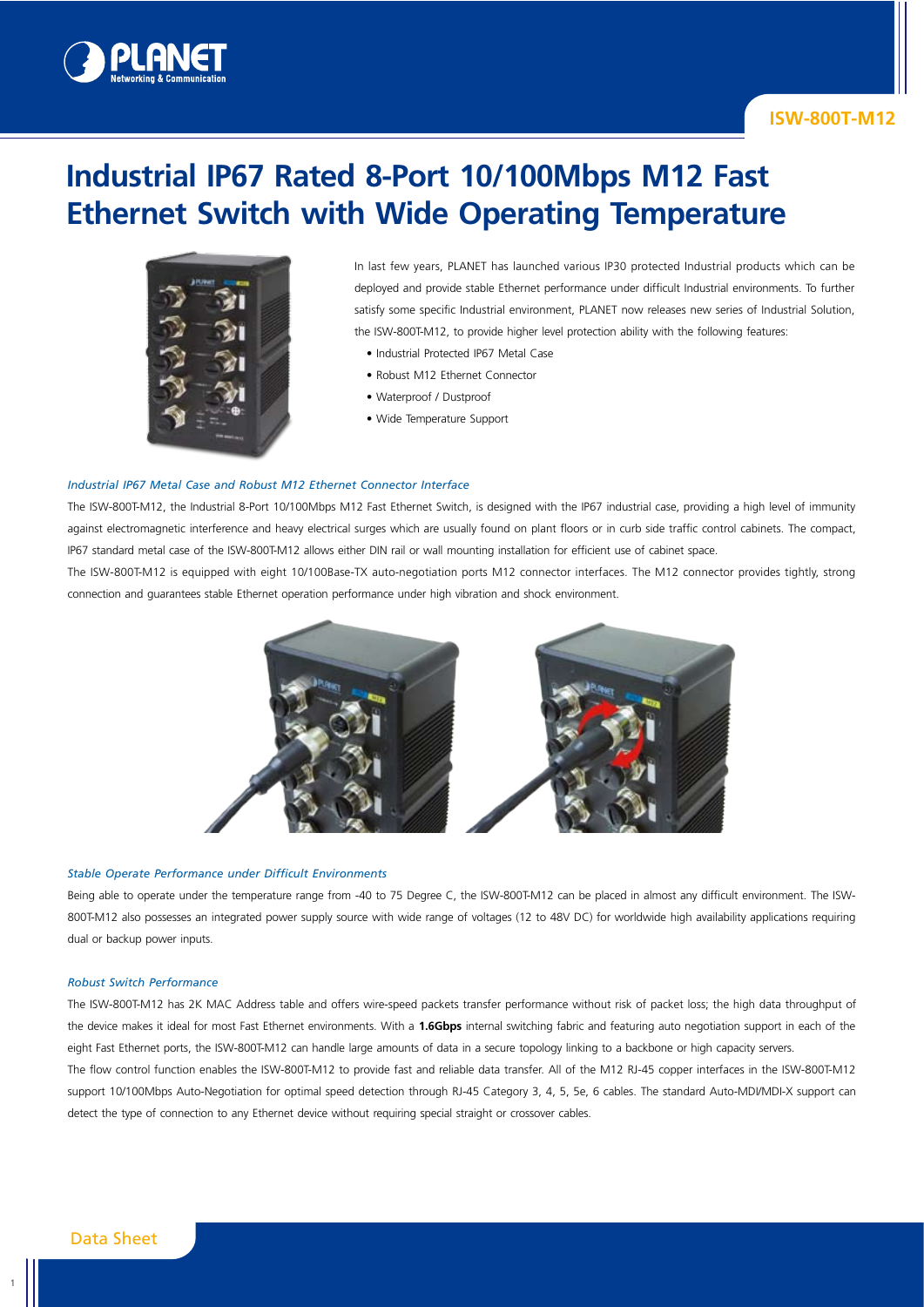# Industrial IP67 Rated 8-Port 10/100Mbps M12 Fast Ethernet Switch with Wide Operating Temperature

In last few years, PLANET has launched various IP30 protected Industrial products which can be deployed and provide stable Ethernet performance under difficult Industrial environments. To further satisfy some specific Industrial environment, PLANET now releases new series of Industrial Solution, the ISW-800T-M12, to provide higher level protection ability with the following features:

- Industrial Protected IP67 Metal Case
- Robust M12 Ethernet Connector
- Waterproof / Dustproof
- Wide Temperature Support

### *Industrial IP67 Metal Case and Robust M12 Ethernet Connector Interface*

The ISW-800T-M12, the Industrial 8-Port 10/100Mbps M12 Fast Ethernet Switch, is designed with the IP67 industrial case, providing a high level of immunity against electromagnetic interference and heavy electrical surges which are usually found on plant floors or in curb side traffic control cabinets. The compact, IP67 standard metal case of the ISW-800T-M12 allows either DIN rail or wall mounting installation for efficient use of cabinet space.

The ISW-800T-M12 is equipped with eight 10/100Base-TX auto-negotiation ports M12 connector interfaces. The M12 connector provides tightly, strong connection and guarantees stable Ethernet operation performance under high vibration and shock environment.

### *Stable Operate Performance under Difficult Environments*

Being able to operate under the temperature range from -40 to 75 Degree C, the ISW-800T-M12 can be placed in almost any difficult environment. The ISW-800T-M12 also possesses an integrated power supply source with wide range of voltages (12 to 48V DC) for worldwide high availability applications requiring dual or backup power inputs.

### *Robust Switch Performance*

The ISW-800T-M12 has 2K MAC Address table and offers wire-speed packets transfer performance without risk of packet loss; the high data throughput of the device makes it ideal for most Fast Ethernet environments. With a **1.6Gbps** internal switching fabric and featuring auto negotiation support in each of the eight Fast Ethernet ports, the ISW-800T-M12 can handle large amounts of data in a secure topology linking to a backbone or high capacity servers.

The flow control function enables the ISW-800T-M12 to provide fast and reliable data transfer. All of the M12 RJ-45 copper interfaces in the ISW-800T-M12 support 10/100Mbps Auto-Negotiation for optimal speed detection through RJ-45 Category 3, 4, 5, 5e, 6 cables. The standard Auto-MDI/MDI-X support can detect the type of connection to any Ethernet device without requiring special straight or crossover cables.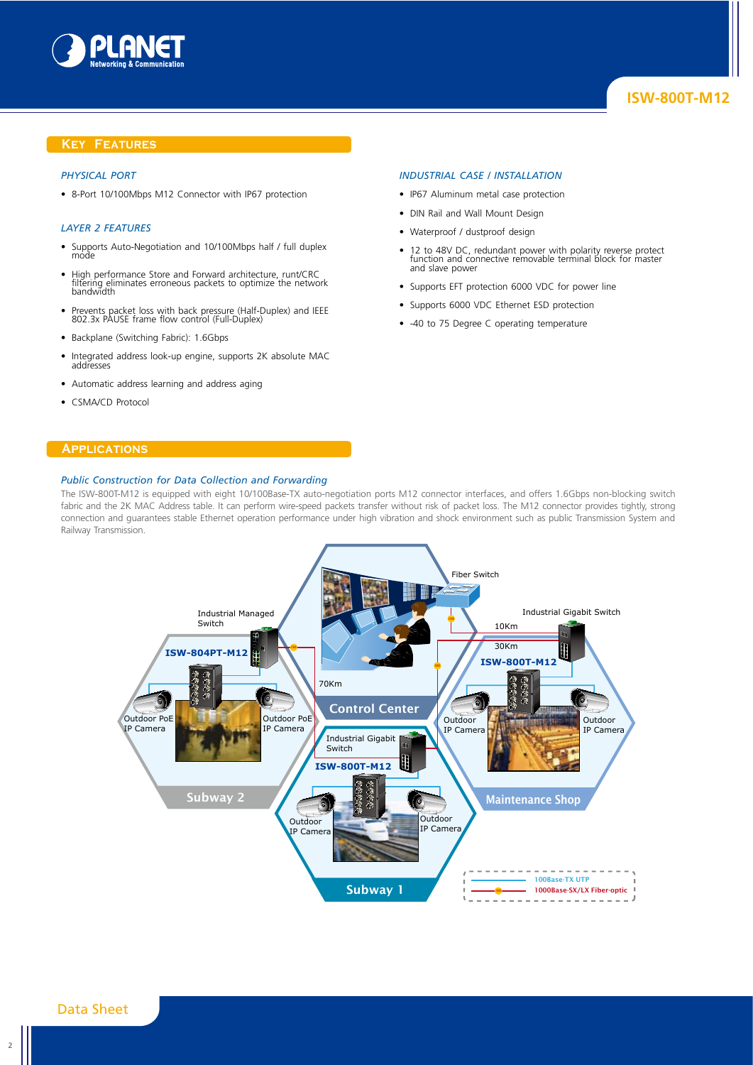## Key Features

### *Physical Port*

- 8-Port 10/100Mbps M12 Connector with IP67 protection

### *Layer 2 Features*

- Supports Auto-Negotiation and 10/100Mbps half / full duplex mode
- High performance Store and Forward architecture, runt/CRC filtering eliminates erroneous packets to optimize the network bandwidth
- Prevents packet loss with back pressure (Half-Duplex) and IEEE 802.3x PAUSE frame flow control (Full-Duplex)
- Backplane (Switching Fabric): 1.6Gbps
- Integrated address look-up engine, supports 2K absolute MAC addresses
- Automatic address learning and address aging
- CSMA/CD Protocol

### *Industrial Case / Installation*

- IP67 Aluminum metal case protection
- DIN Rail and Wall Mount Design
- Waterproof / dustproof design
- 12 to 48V DC, redundant power with polarity reverse protect function and connective removable terminal block for master and slave power
- Supports EFT protection 6000 VDC for power line
- Supports 6000 VDC Ethernet ESD protection
- -40 to 75 Degree C operating temperature

## Applications

### *Public Construction for Data Collection and Forwarding*

The ISW-800T-M12 is equipped with eight 10/100Base-TX auto-negotiation ports M12 connector interfaces, and offers 1.6Gbps non-blocking switch fabric and the 2K MAC Address table. It can perform wire-speed packets transfer without risk of packet loss. The M12 connector provides tightly, strong connection and guarantees stable Ethernet operation performance under high vibration and shock environment such as public Transmission System and Railway Transmission.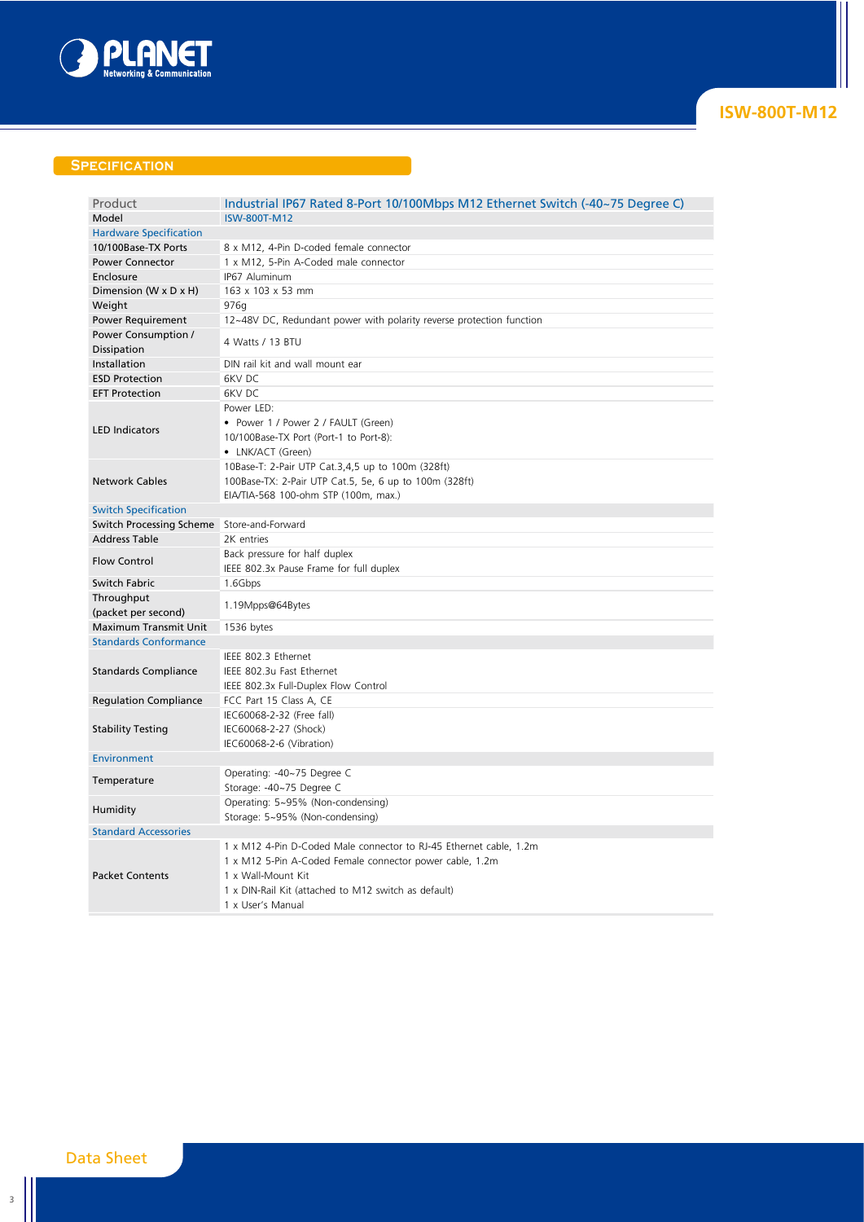## Specification

| Product | Industrial IP67 Rated 8-Port 10/100Mbps M12 Ethernet Switch (-40~75 Degree C) |
|---|---|
| Model | ISW-800T-M12 |
| **Hardware Specification** | |
| 10/100Base-TX Ports | 8 x M12, 4-Pin D-coded female connector |
| Power Connector | 1 x M12, 5-Pin A-Coded male connector |
| Enclosure | IP67 Aluminum |
| Dimension (W x D x H) | 163 x 103 x 53 mm |
| Weight | 976g |
| Power Requirement | 12~48V DC, Redundant power with polarity reverse protection function |
| Power Consumption / Dissipation | 4 Watts / 13 BTU |
| Installation | DIN rail kit and wall mount ear |
| ESD Protection | 6KV DC |
| EFT Protection | 6KV DC |
| LED Indicators | Power LED:<br>• Power 1 / Power 2 / FAULT (Green)<br>10/100Base-TX Port (Port-1 to Port-8):<br>• LNK/ACT (Green) |
| Network Cables | 10Base-T: 2-Pair UTP Cat.3,4,5 up to 100m (328ft)<br>100Base-TX: 2-Pair UTP Cat.5, 5e, 6 up to 100m (328ft)<br>EIA/TIA-568 100-ohm STP (100m, max.) |
| **Switch Specification** | |
| Switch Processing Scheme | Store-and-Forward |
| Address Table | 2K entries |
| Flow Control | Back pressure for half duplex<br>IEEE 802.3x Pause Frame for full duplex |
| Switch Fabric | 1.6Gbps |
| Throughput (packet per second) | 1.19Mpps@64Bytes |
| Maximum Transmit Unit | 1536 bytes |
| **Standards Conformance** | |
| Standards Compliance | IEEE 802.3 Ethernet<br>IEEE 802.3u Fast Ethernet<br>IEEE 802.3x Full-Duplex Flow Control |
| Regulation Compliance | FCC Part 15 Class A, CE |
| Stability Testing | IEC60068-2-32 (Free fall)<br>IEC60068-2-27 (Shock)<br>IEC60068-2-6 (Vibration) |
| **Environment** | |
| Temperature | Operating: -40~75 Degree C<br>Storage: -40~75 Degree C |
| Humidity | Operating: 5~95% (Non-condensing)<br>Storage: 5~95% (Non-condensing) |
| **Standard Accessories** | |
| Packet Contents | 1 x M12 4-Pin D-Coded Male connector to RJ-45 Ethernet cable, 1.2m<br>1 x M12 5-Pin A-Coded Female connector power cable, 1.2m<br>1 x Wall-Mount Kit<br>1 x DIN-Rail Kit (attached to M12 switch as default)<br>1 x User's Manual |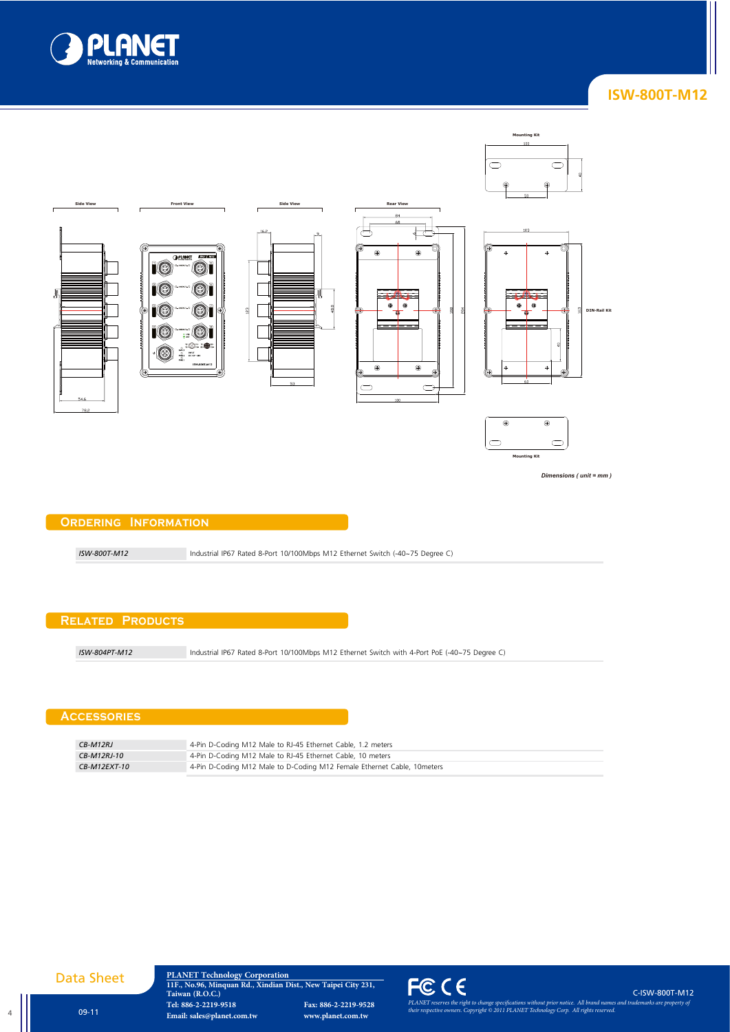Mounting Kit

103

40

51

Side View

Front View

Side View

Rear View

84

68

16.2

123

40.8

138

204

103

163

DIN-Rail Kit

41

51

54.6

78.8

53

100

Mounting Kit

*Dimensions ( unit = mm )*

## Ordering Information

| | |
|---|---|
| *ISW-800T-M12* | Industrial IP67 Rated 8-Port 10/100Mbps M12 Ethernet Switch (-40~75 Degree C) |

## Related Products

| | |
|---|---|
| *ISW-804PT-M12* | Industrial IP67 Rated 8-Port 10/100Mbps M12 Ethernet Switch with 4-Port PoE (-40~75 Degree C) |

## Accessories

| | |
|---|---|
| *CB-M12RJ* | 4-Pin D-Coding M12 Male to RJ-45 Ethernet Cable, 1.2 meters |
| *CB-M12RJ-10* | 4-Pin D-Coding M12 Male to RJ-45 Ethernet Cable, 10 meters |
| *CB-M12EXT-10* | 4-Pin D-Coding M12 Male to D-Coding M12 Female Ethernet Cable, 10meters |

**PLANET Technology Corporation**
**11F., No.96, Minquan Rd., Xindian Dist., New Taipei City 231, Taiwan (R.O.C.)**
**Tel: 886-2-2219-9518** **Fax: 886-2-2219-9528**
**Email: sales@planet.com.tw** **www.planet.com.tw**

*PLANET reserves the right to change specifications without prior notice. All brand names and trademarks are property of their respective owners. Copyright © 2011 PLANET Technology Corp. All rights reserved.*